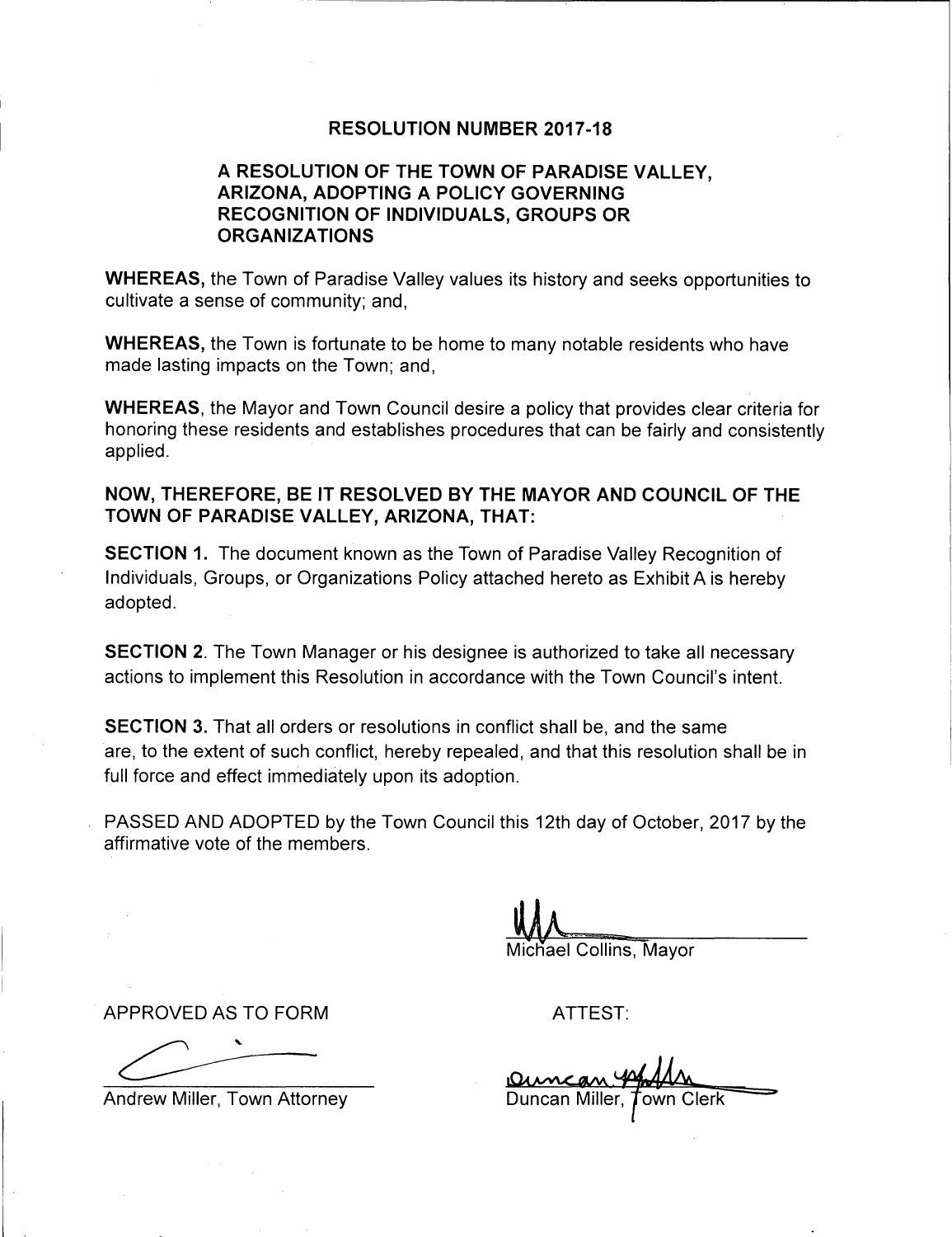# RESOLUTION NUMBER 2017-18

## A RESOLUTION OF THE TOWN OF PARADISE VALLEY, ARIZONA, ADOPTING A POLICY GOVERNING RECOGNITION OF INDIVIDUALS, GROUPS OR ORGANIZATIONS

**WHEREAS,** the Town of Paradise Valley values its history and seeks opportunities to cultivate a sense of community; and,

**WHEREAS,** the Town is fortunate to be home to many notable residents who have made lasting impacts on the Town; and,

**WHEREAS,** the Mayor and Town Council desire a policy that provides clear criteria for honoring these residents and establishes procedures that can be fairly and consistently applied.

**NOW, THEREFORE, BE IT RESOLVED BY THE MAYOR AND COUNCIL OF THE TOWN OF PARADISE VALLEY, ARIZONA, THAT:**

**SECTION 1.** The document known as the Town of Paradise Valley Recognition of Individuals, Groups, or Organizations Policy attached hereto as Exhibit A is hereby adopted.

**SECTION 2**. The Town Manager or his designee is authorized to take all necessary actions to implement this Resolution in accordance with the Town Council's intent.

**SECTION 3.** That all orders or resolutions in conflict shall be, and the same are, to the extent of such conflict, hereby repealed, and that this resolution shall be in full force and effect immediately upon its adoption.

PASSED AND ADOPTED by the Town Council this 12th day of October, 2017 by the affirmative vote of the members.

Michael Collins, Mayor

APPROVED AS TO FORM

Andrew Miller, Town Attorney

ATTEST:

Duncan Miller, Town Clerk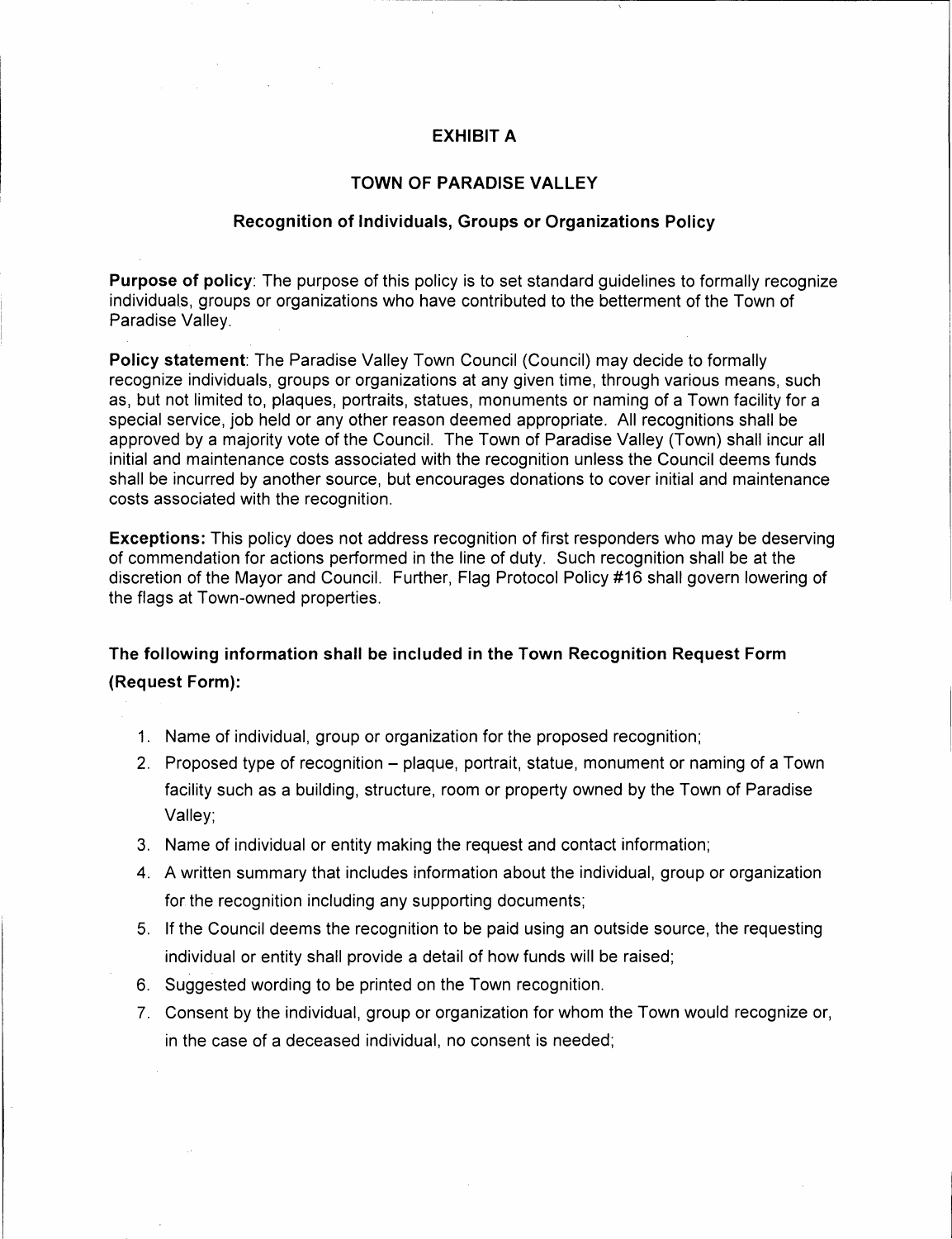## EXHIBIT A

## TOWN OF PARADISE VALLEY

### Recognition of Individuals, Groups or Organizations Policy

**Purpose of policy**: The purpose of this policy is to set standard guidelines to formally recognize individuals, groups or organizations who have contributed to the betterment of the Town of Paradise Valley.

**Policy statement**: The Paradise Valley Town Council (Council) may decide to formally recognize individuals, groups or organizations at any given time, through various means, such as, but not limited to, plaques, portraits, statues, monuments or naming of a Town facility for a special service, job held or any other reason deemed appropriate. All recognitions shall be approved by a majority vote of the Council. The Town of Paradise Valley (Town) shall incur all initial and maintenance costs associated with the recognition unless the Council deems funds shall be incurred by another source, but encourages donations to cover initial and maintenance costs associated with the recognition.

**Exceptions:** This policy does not address recognition of first responders who may be deserving of commendation for actions performed in the line of duty. Such recognition shall be at the discretion of the Mayor and Council. Further, Flag Protocol Policy #16 shall govern lowering of the flags at Town-owned properties.

**The following information shall be included in the Town Recognition Request Form (Request Form):**

1. Name of individual, group or organization for the proposed recognition;
2. Proposed type of recognition – plaque, portrait, statue, monument or naming of a Town facility such as a building, structure, room or property owned by the Town of Paradise Valley;
3. Name of individual or entity making the request and contact information;
4. A written summary that includes information about the individual, group or organization for the recognition including any supporting documents;
5. If the Council deems the recognition to be paid using an outside source, the requesting individual or entity shall provide a detail of how funds will be raised;
6. Suggested wording to be printed on the Town recognition.
7. Consent by the individual, group or organization for whom the Town would recognize or, in the case of a deceased individual, no consent is needed;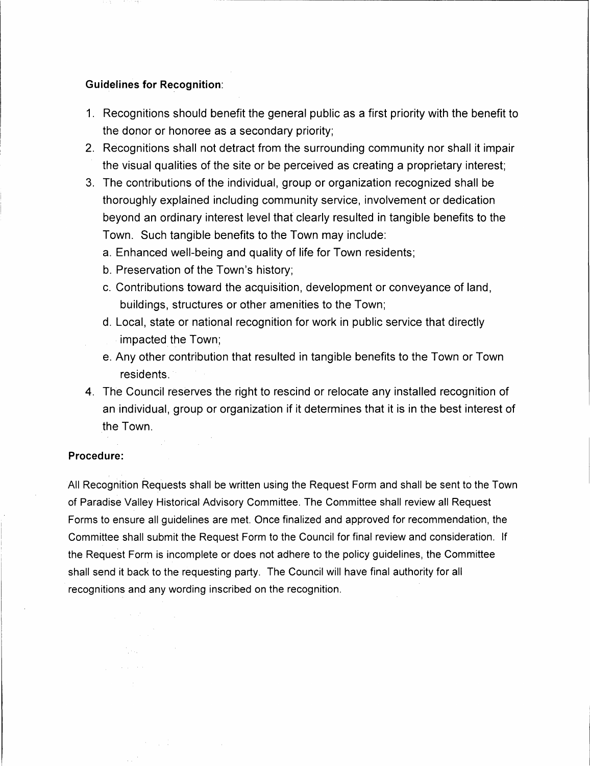**Guidelines for Recognition**:

1. Recognitions should benefit the general public as a first priority with the benefit to the donor or honoree as a secondary priority;
2. Recognitions shall not detract from the surrounding community nor shall it impair the visual qualities of the site or be perceived as creating a proprietary interest;
3. The contributions of the individual, group or organization recognized shall be thoroughly explained including community service, involvement or dedication beyond an ordinary interest level that clearly resulted in tangible benefits to the Town. Such tangible benefits to the Town may include:
   a. Enhanced well-being and quality of life for Town residents;
   b. Preservation of the Town's history;
   c. Contributions toward the acquisition, development or conveyance of land, buildings, structures or other amenities to the Town;
   d. Local, state or national recognition for work in public service that directly impacted the Town;
   e. Any other contribution that resulted in tangible benefits to the Town or Town residents.
4. The Council reserves the right to rescind or relocate any installed recognition of an individual, group or organization if it determines that it is in the best interest of the Town.

**Procedure:**

All Recognition Requests shall be written using the Request Form and shall be sent to the Town of Paradise Valley Historical Advisory Committee. The Committee shall review all Request Forms to ensure all guidelines are met. Once finalized and approved for recommendation, the Committee shall submit the Request Form to the Council for final review and consideration. If the Request Form is incomplete or does not adhere to the policy guidelines, the Committee shall send it back to the requesting party. The Council will have final authority for all recognitions and any wording inscribed on the recognition.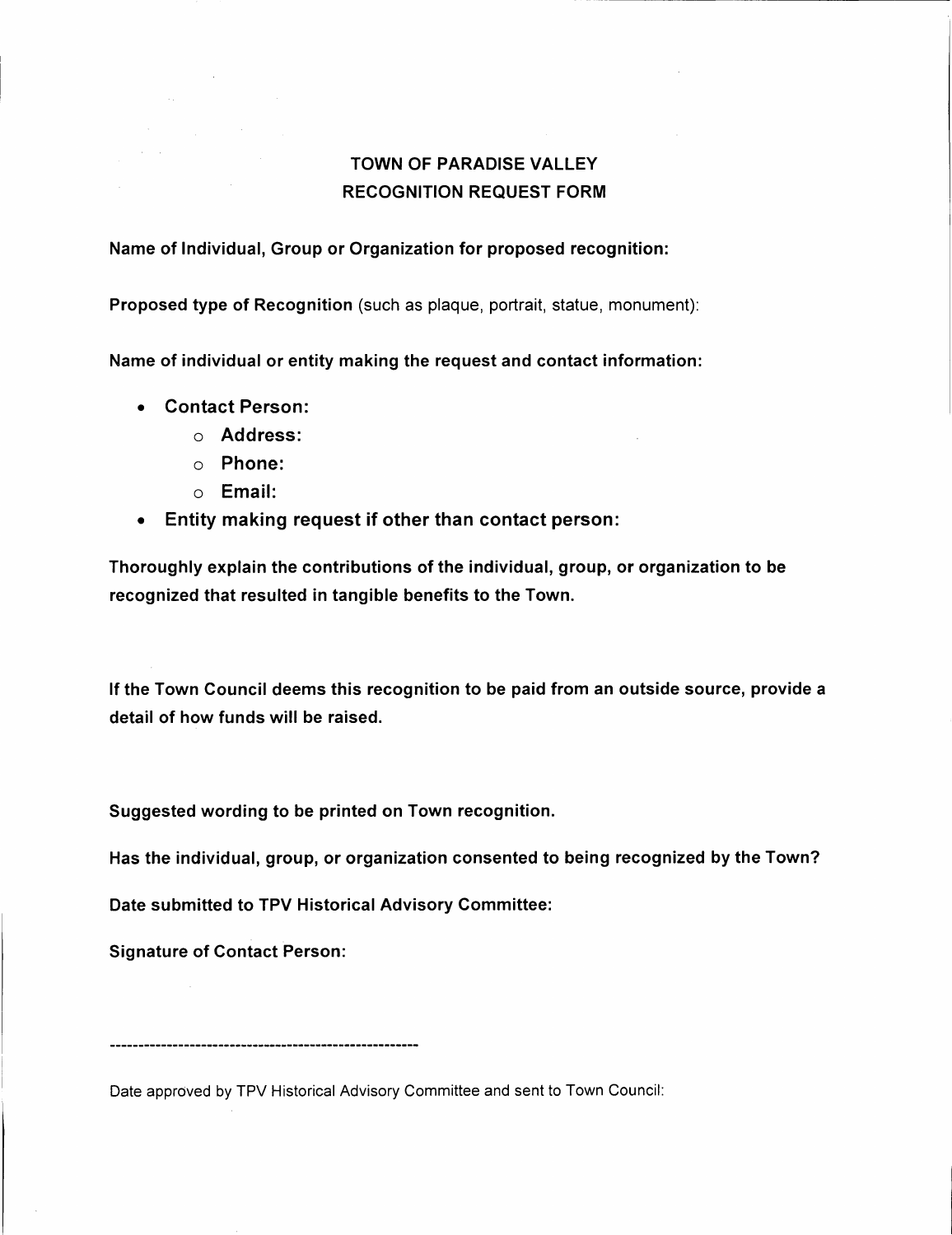# TOWN OF PARADISE VALLEY
## RECOGNITION REQUEST FORM

**Name of Individual, Group or Organization for proposed recognition:**

**Proposed type of Recognition** (such as plaque, portrait, statue, monument):

**Name of individual or entity making the request and contact information:**

- **Contact Person:**
  - **Address:**
  - **Phone:**
  - **Email:**
- **Entity making request if other than contact person:**

**Thoroughly explain the contributions of the individual, group, or organization to be recognized that resulted in tangible benefits to the Town.**

**If the Town Council deems this recognition to be paid from an outside source, provide a detail of how funds will be raised.**

**Suggested wording to be printed on Town recognition.**

**Has the individual, group, or organization consented to being recognized by the Town?**

**Date submitted to TPV Historical Advisory Committee:**

**Signature of Contact Person:**

-------------------------------------------------------

Date approved by TPV Historical Advisory Committee and sent to Town Council: